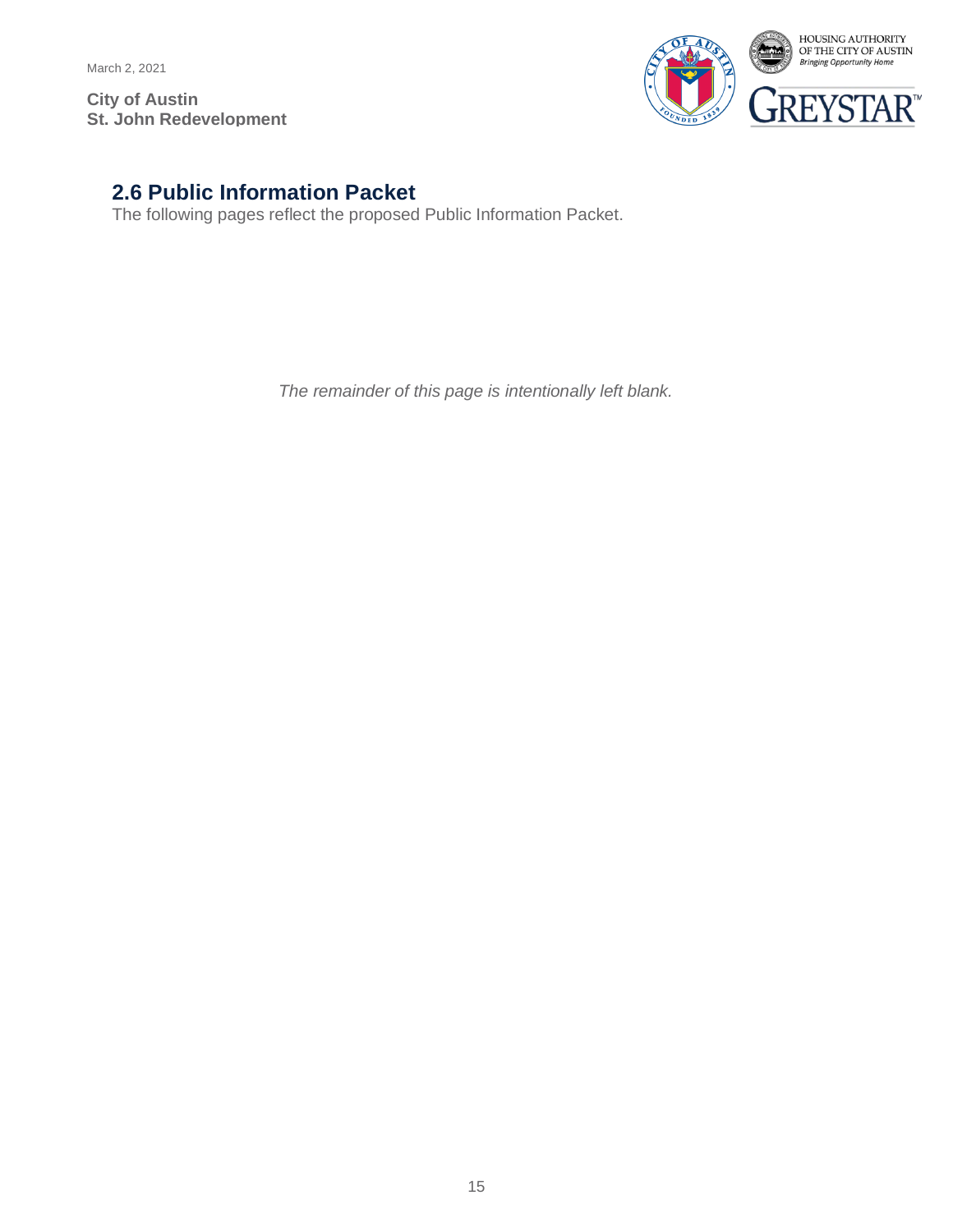## 2.6 Public Information Packet

The following pages reflect the proposed Public Information Packet.

*The remainder of this page is intentionally left blank.*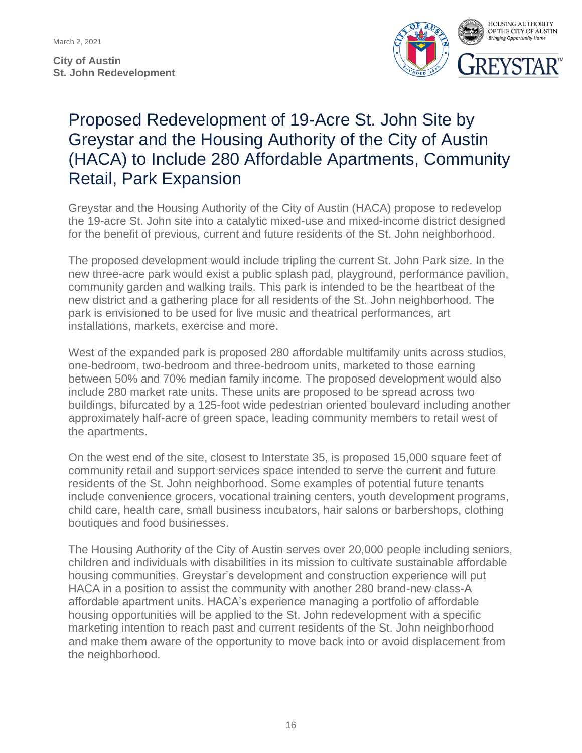March 2, 2021

**City of Austin**
**St. John Redevelopment**

# Proposed Redevelopment of 19-Acre St. John Site by Greystar and the Housing Authority of the City of Austin (HACA) to Include 280 Affordable Apartments, Community Retail, Park Expansion

Greystar and the Housing Authority of the City of Austin (HACA) propose to redevelop the 19-acre St. John site into a catalytic mixed-use and mixed-income district designed for the benefit of previous, current and future residents of the St. John neighborhood.

The proposed development would include tripling the current St. John Park size. In the new three-acre park would exist a public splash pad, playground, performance pavilion, community garden and walking trails. This park is intended to be the heartbeat of the new district and a gathering place for all residents of the St. John neighborhood. The park is envisioned to be used for live music and theatrical performances, art installations, markets, exercise and more.

West of the expanded park is proposed 280 affordable multifamily units across studios, one-bedroom, two-bedroom and three-bedroom units, marketed to those earning between 50% and 70% median family income. The proposed development would also include 280 market rate units. These units are proposed to be spread across two buildings, bifurcated by a 125-foot wide pedestrian oriented boulevard including another approximately half-acre of green space, leading community members to retail west of the apartments.

On the west end of the site, closest to Interstate 35, is proposed 15,000 square feet of community retail and support services space intended to serve the current and future residents of the St. John neighborhood. Some examples of potential future tenants include convenience grocers, vocational training centers, youth development programs, child care, health care, small business incubators, hair salons or barbershops, clothing boutiques and food businesses.

The Housing Authority of the City of Austin serves over 20,000 people including seniors, children and individuals with disabilities in its mission to cultivate sustainable affordable housing communities. Greystar's development and construction experience will put HACA in a position to assist the community with another 280 brand-new class-A affordable apartment units. HACA's experience managing a portfolio of affordable housing opportunities will be applied to the St. John redevelopment with a specific marketing intention to reach past and current residents of the St. John neighborhood and make them aware of the opportunity to move back into or avoid displacement from the neighborhood.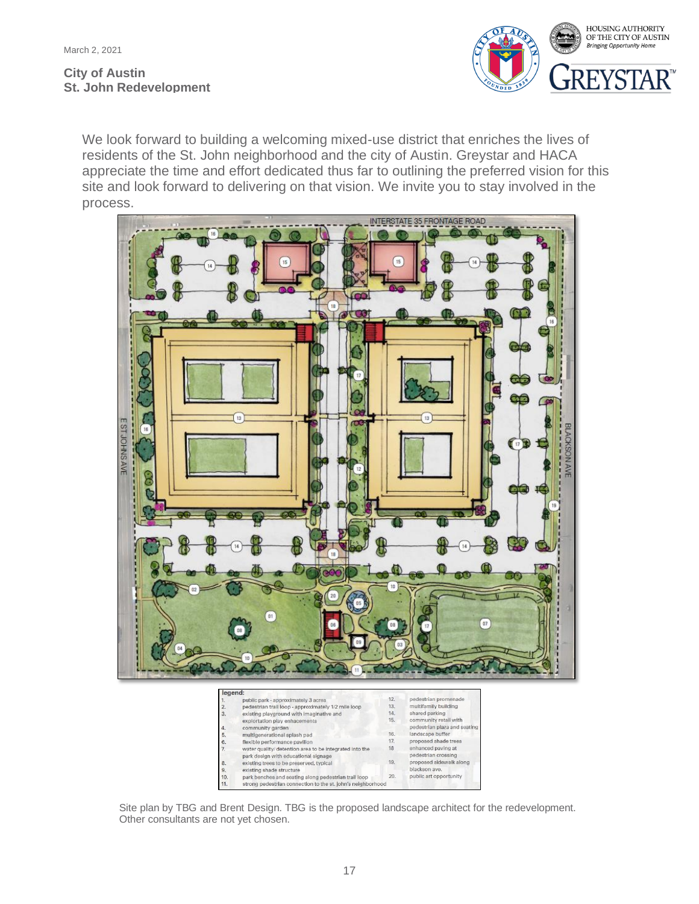We look forward to building a welcoming mixed-use district that enriches the lives of residents of the St. John neighborhood and the city of Austin. Greystar and HACA appreciate the time and effort dedicated thus far to outlining the preferred vision for this site and look forward to delivering on that vision. We invite you to stay involved in the process.

INTERSTATE 35 FRONTAGE ROAD

E ST JOHNS AVE

BLACKSON AVE

**legend:**

| | | | |
|---|---|---|---|
| 1. | public park - approximately 3 acres | 12. | pedestrian promenade |
| 2. | pedestrian trail loop - approximately 1/2 mile loop | 13. | multifamily building |
| 3. | existing playground with imaginative and exploration play enhancements | 14. | shared parking |
| 4. | community garden | 15. | community retail with pedestrian plaza and seating |
| 5. | multigenerational splash pad | 16. | landscape buffer |
| 6. | flexible performance pavilion | 17. | proposed shade trees |
| 7. | water quality/ detention area to be integrated into the park design with educational signage | 18 | enhanced paving at pedestrian crossing |
| 8. | existing trees to be preserved, typical | 19. | proposed sidewalk along blackson ave. |
| 9. | existing shade structure | | |
| 10. | park benches and seating along pedestrian trail loop | 20. | public art opportunity |
| 11. | strong pedestrian connection to the st. john's neighborhood | | |

Site plan by TBG and Brent Design. TBG is the proposed landscape architect for the redevelopment. Other consultants are not yet chosen.